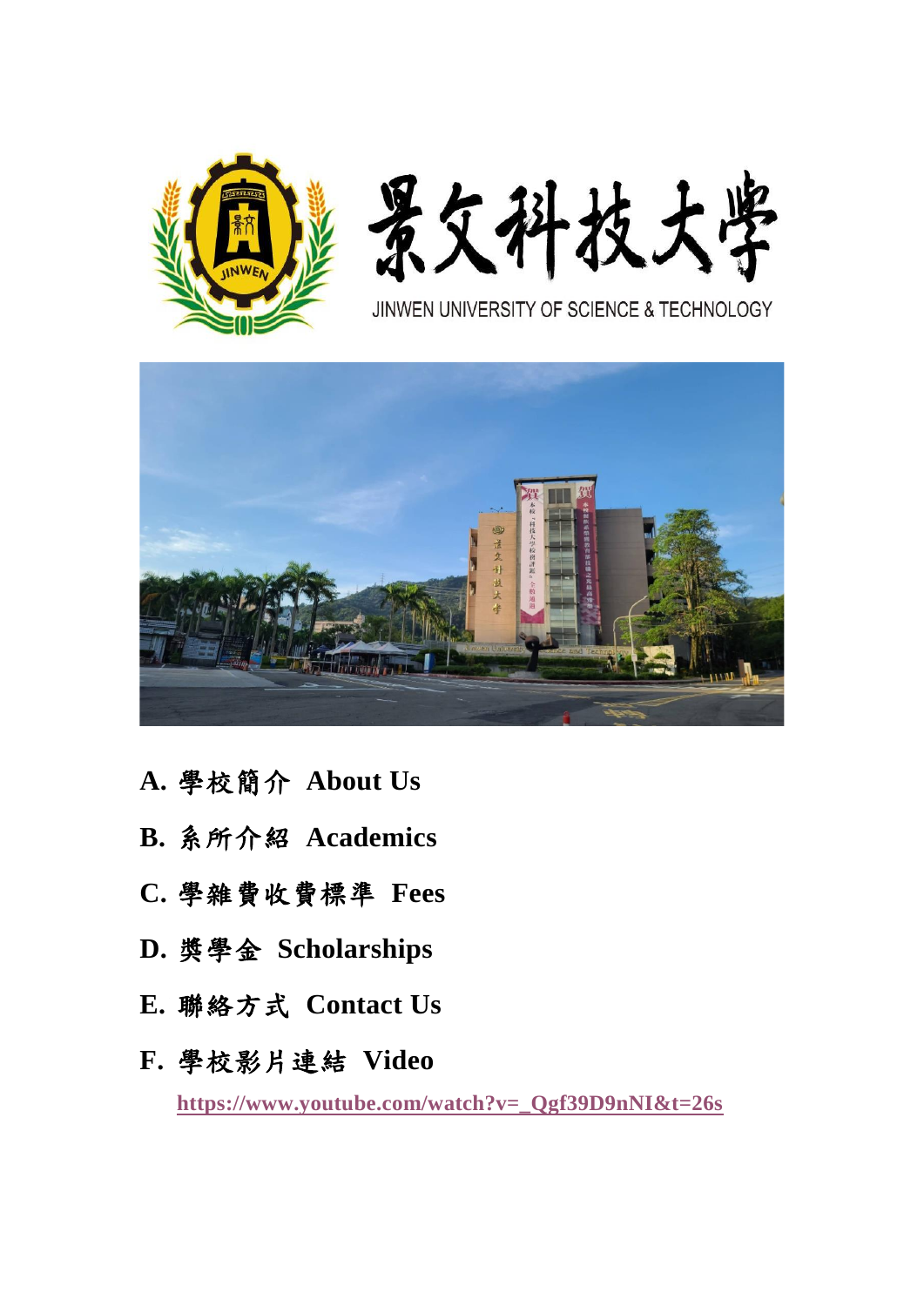# 景文科技大學

JINWEN UNIVERSITY OF SCIENCE & TECHNOLOGY

**A. 學校簡介 About Us**

**B. 系所介紹 Academics**

**C. 學雜費收費標準 Fees**

**D. 獎學金 Scholarships**

**E. 聯絡方式 Contact Us**

**F. 學校影片連結 Video**

**https://www.youtube.com/watch?v=_Qgf39D9nNI&t=26s**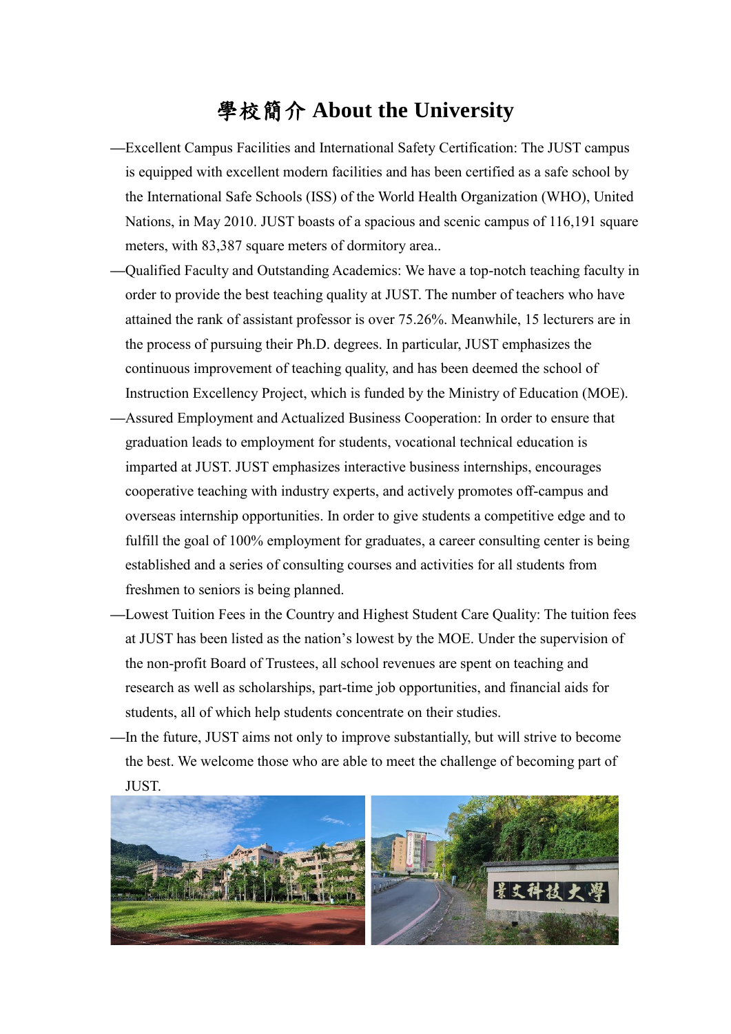# 學校簡介 About the University

—Excellent Campus Facilities and International Safety Certification: The JUST campus is equipped with excellent modern facilities and has been certified as a safe school by the International Safe Schools (ISS) of the World Health Organization (WHO), United Nations, in May 2010. JUST boasts of a spacious and scenic campus of 116,191 square meters, with 83,387 square meters of dormitory area..

—Qualified Faculty and Outstanding Academics: We have a top-notch teaching faculty in order to provide the best teaching quality at JUST. The number of teachers who have attained the rank of assistant professor is over 75.26%. Meanwhile, 15 lecturers are in the process of pursuing their Ph.D. degrees. In particular, JUST emphasizes the continuous improvement of teaching quality, and has been deemed the school of Instruction Excellency Project, which is funded by the Ministry of Education (MOE).

—Assured Employment and Actualized Business Cooperation: In order to ensure that graduation leads to employment for students, vocational technical education is imparted at JUST. JUST emphasizes interactive business internships, encourages cooperative teaching with industry experts, and actively promotes off-campus and overseas internship opportunities. In order to give students a competitive edge and to fulfill the goal of 100% employment for graduates, a career consulting center is being established and a series of consulting courses and activities for all students from freshmen to seniors is being planned.

—Lowest Tuition Fees in the Country and Highest Student Care Quality: The tuition fees at JUST has been listed as the nation's lowest by the MOE. Under the supervision of the non-profit Board of Trustees, all school revenues are spent on teaching and research as well as scholarships, part-time job opportunities, and financial aids for students, all of which help students concentrate on their studies.

—In the future, JUST aims not only to improve substantially, but will strive to become the best. We welcome those who are able to meet the challenge of becoming part of JUST.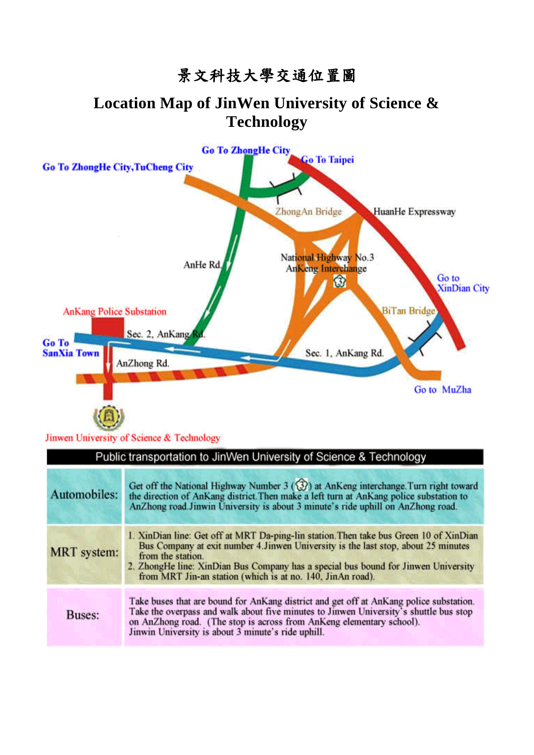# 景文科技大學交通位置圖

# Location Map of JinWen University of Science & Technology

Go To ZhongHe City

Go To ZhongHe City,TuCheng City

Go To Taipei

ZhongAn Bridge

HuanHe Expressway

AnHe Rd.

National Highway No.3
AnKeng Interchange

Go to
XinDian City

AnKang Police Substation

BiTan Bridge

Go To
SanXia Town

Sec. 2, AnKang Rd.

AnZhong Rd.

Sec. 1, AnKang Rd.

Go to MuZha

Jinwen University of Science & Technology

| Public transportation to JinWen University of Science & Technology | |
|---|---|
| Automobiles: | Get off the National Highway Number 3 (③) at AnKeng interchange.Turn right toward the direction of AnKang district.Then make a left turn at AnKang police substation to AnZhong road.Jinwin University is about 3 minute's ride uphill on AnZhong road. |
| MRT system: | 1. XinDian line: Get off at MRT Da-ping-lin station.Then take bus Green 10 of XinDian Bus Company at exit number 4.Jinwen University is the last stop, about 25 minutes from the station.<br>2. ZhongHe line: XinDian Bus Company has a special bus bound for Jinwen University from MRT Jin-an station (which is at no. 140, JinAn road). |
| Buses: | Take buses that are bound for AnKang district and get off at AnKang police substation. Take the overpass and walk about five minutes to Jinwen University's shuttle bus stop on AnZhong road. (The stop is across from AnKeng elementary school). Jinwin University is about 3 minute's ride uphill. |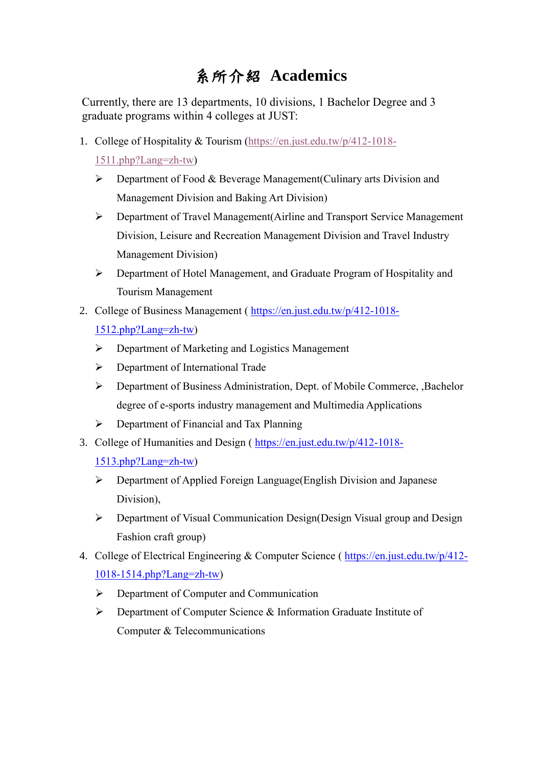# 系所介紹 Academics

Currently, there are 13 departments, 10 divisions, 1 Bachelor Degree and 3 graduate programs within 4 colleges at JUST:

1. College of Hospitality & Tourism (https://en.just.edu.tw/p/412-1018-1511.php?Lang=zh-tw)
   - Department of Food & Beverage Management(Culinary arts Division and Management Division and Baking Art Division)
   - Department of Travel Management(Airline and Transport Service Management Division, Leisure and Recreation Management Division and Travel Industry Management Division)
   - Department of Hotel Management, and Graduate Program of Hospitality and Tourism Management
2. College of Business Management ( https://en.just.edu.tw/p/412-1018-1512.php?Lang=zh-tw)
   - Department of Marketing and Logistics Management
   - Department of International Trade
   - Department of Business Administration, Dept. of Mobile Commerce, ,Bachelor degree of e-sports industry management and Multimedia Applications
   - Department of Financial and Tax Planning
3. College of Humanities and Design ( https://en.just.edu.tw/p/412-1018-1513.php?Lang=zh-tw)
   - Department of Applied Foreign Language(English Division and Japanese Division),
   - Department of Visual Communication Design(Design Visual group and Design Fashion craft group)
4. College of Electrical Engineering & Computer Science ( https://en.just.edu.tw/p/412-1018-1514.php?Lang=zh-tw)
   - Department of Computer and Communication
   - Department of Computer Science & Information Graduate Institute of Computer & Telecommunications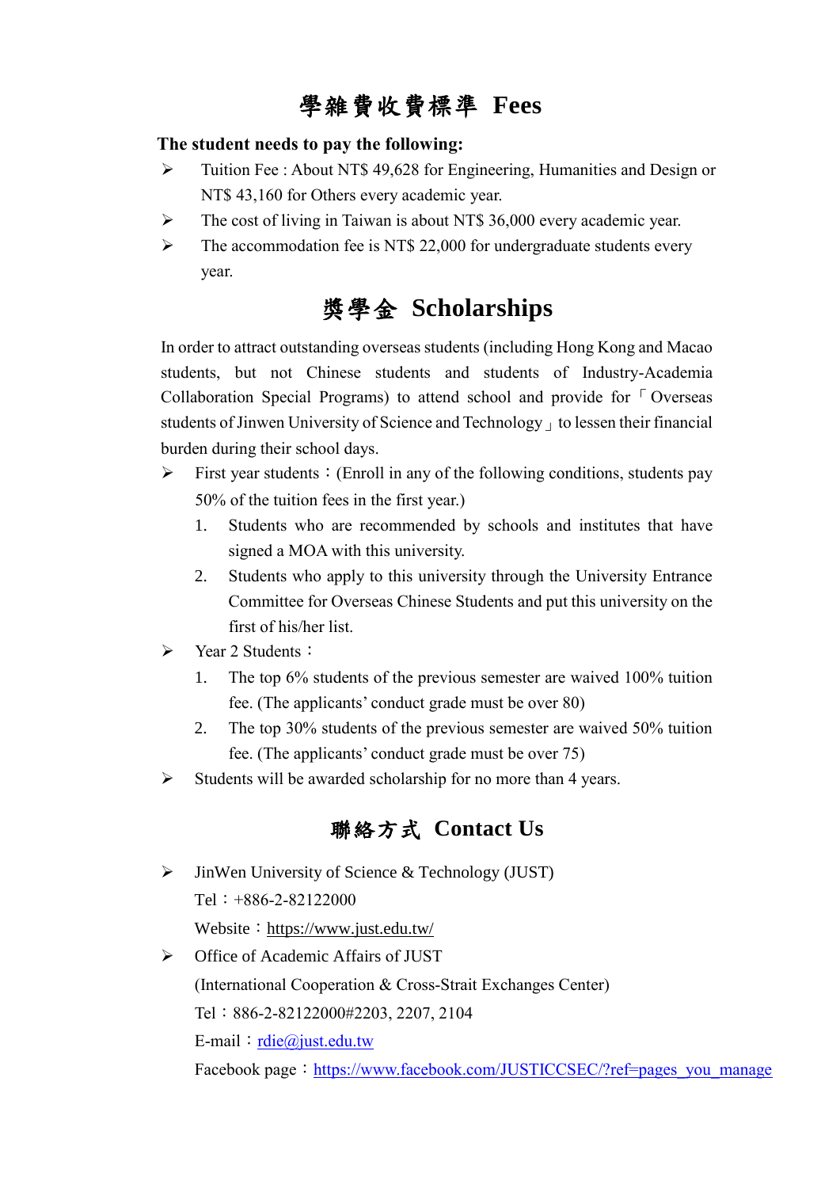## 學雜費收費標準 Fees

**The student needs to pay the following:**

- Tuition Fee : About NT$ 49,628 for Engineering, Humanities and Design or NT$ 43,160 for Others every academic year.
- The cost of living in Taiwan is about NT$ 36,000 every academic year.
- The accommodation fee is NT$ 22,000 for undergraduate students every year.

## 獎學金 Scholarships

In order to attract outstanding overseas students (including Hong Kong and Macao students, but not Chinese students and students of Industry-Academia Collaboration Special Programs) to attend school and provide for「Overseas students of Jinwen University of Science and Technology」to lessen their financial burden during their school days.

- First year students：(Enroll in any of the following conditions, students pay 50% of the tuition fees in the first year.)
  1. Students who are recommended by schools and institutes that have signed a MOA with this university.
  2. Students who apply to this university through the University Entrance Committee for Overseas Chinese Students and put this university on the first of his/her list.
- Year 2 Students：
  1. The top 6% students of the previous semester are waived 100% tuition fee. (The applicants' conduct grade must be over 80)
  2. The top 30% students of the previous semester are waived 50% tuition fee. (The applicants' conduct grade must be over 75)
- Students will be awarded scholarship for no more than 4 years.

## 聯絡方式 Contact Us

- JinWen University of Science & Technology (JUST)
  Tel：+886-2-82122000
  Website：https://www.just.edu.tw/
- Office of Academic Affairs of JUST
  (International Cooperation & Cross-Strait Exchanges Center)
  Tel：886-2-82122000#2203, 2207, 2104
  E-mail：rdie@just.edu.tw
  Facebook page：https://www.facebook.com/JUSTICCSEC/?ref=pages_you_manage